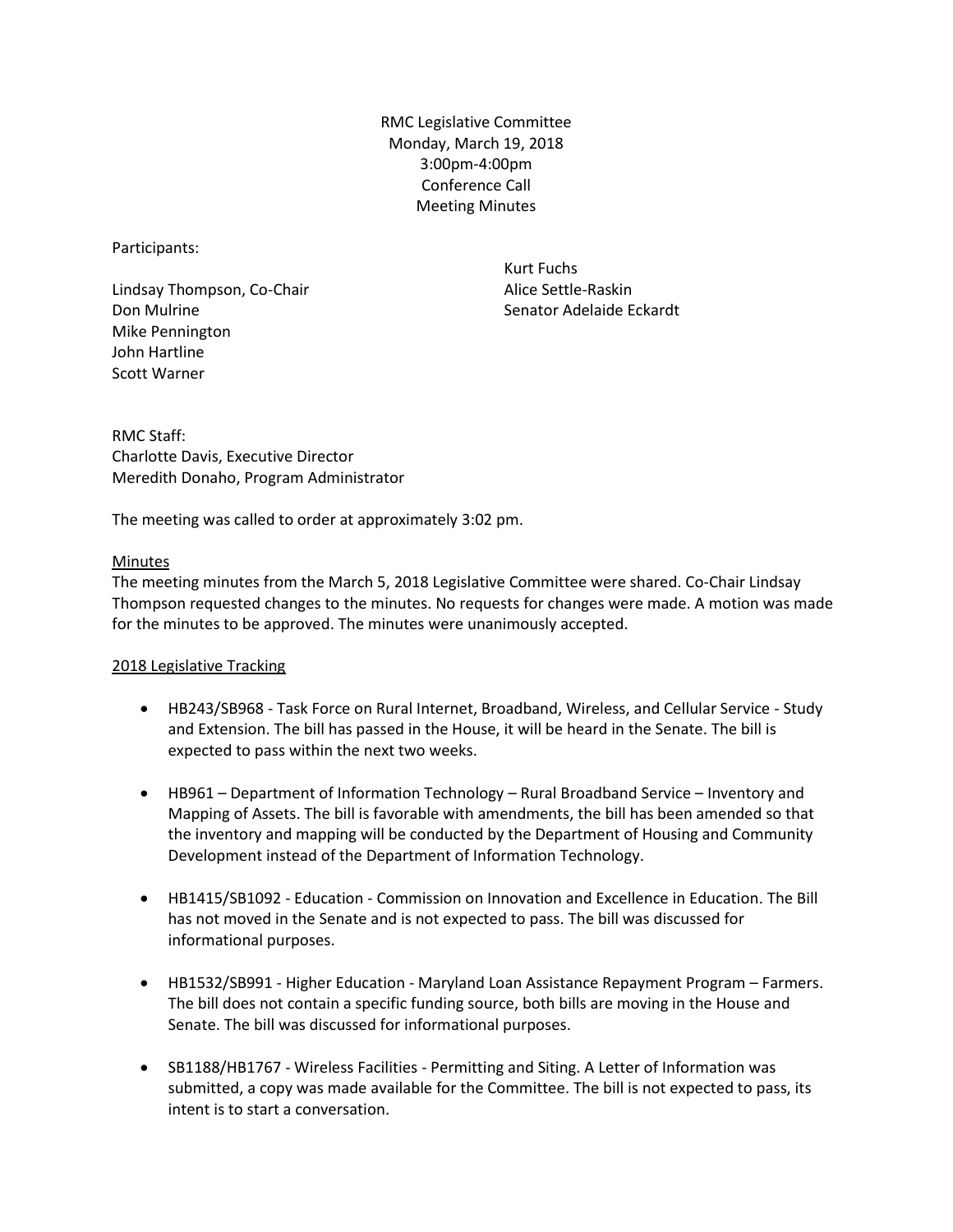RMC Legislative Committee
Monday, March 19, 2018
3:00pm-4:00pm
Conference Call
Meeting Minutes

Participants:

Lindsay Thompson, Co-Chair
Don Mulrine
Mike Pennington
John Hartline
Scott Warner
Kurt Fuchs
Alice Settle-Raskin
Senator Adelaide Eckardt

RMC Staff:
Charlotte Davis, Executive Director
Meredith Donaho, Program Administrator

The meeting was called to order at approximately 3:02 pm.

<u>Minutes</u>

The meeting minutes from the March 5, 2018 Legislative Committee were shared. Co-Chair Lindsay Thompson requested changes to the minutes. No requests for changes were made. A motion was made for the minutes to be approved. The minutes were unanimously accepted.

<u>2018 Legislative Tracking</u>

- HB243/SB968 - Task Force on Rural Internet, Broadband, Wireless, and Cellular Service - Study and Extension. The bill has passed in the House, it will be heard in the Senate. The bill is expected to pass within the next two weeks.

- HB961 – Department of Information Technology – Rural Broadband Service – Inventory and Mapping of Assets. The bill is favorable with amendments, the bill has been amended so that the inventory and mapping will be conducted by the Department of Housing and Community Development instead of the Department of Information Technology.

- HB1415/SB1092 - Education - Commission on Innovation and Excellence in Education. The Bill has not moved in the Senate and is not expected to pass. The bill was discussed for informational purposes.

- HB1532/SB991 - Higher Education - Maryland Loan Assistance Repayment Program – Farmers. The bill does not contain a specific funding source, both bills are moving in the House and Senate. The bill was discussed for informational purposes.

- SB1188/HB1767 - Wireless Facilities - Permitting and Siting. A Letter of Information was submitted, a copy was made available for the Committee. The bill is not expected to pass, its intent is to start a conversation.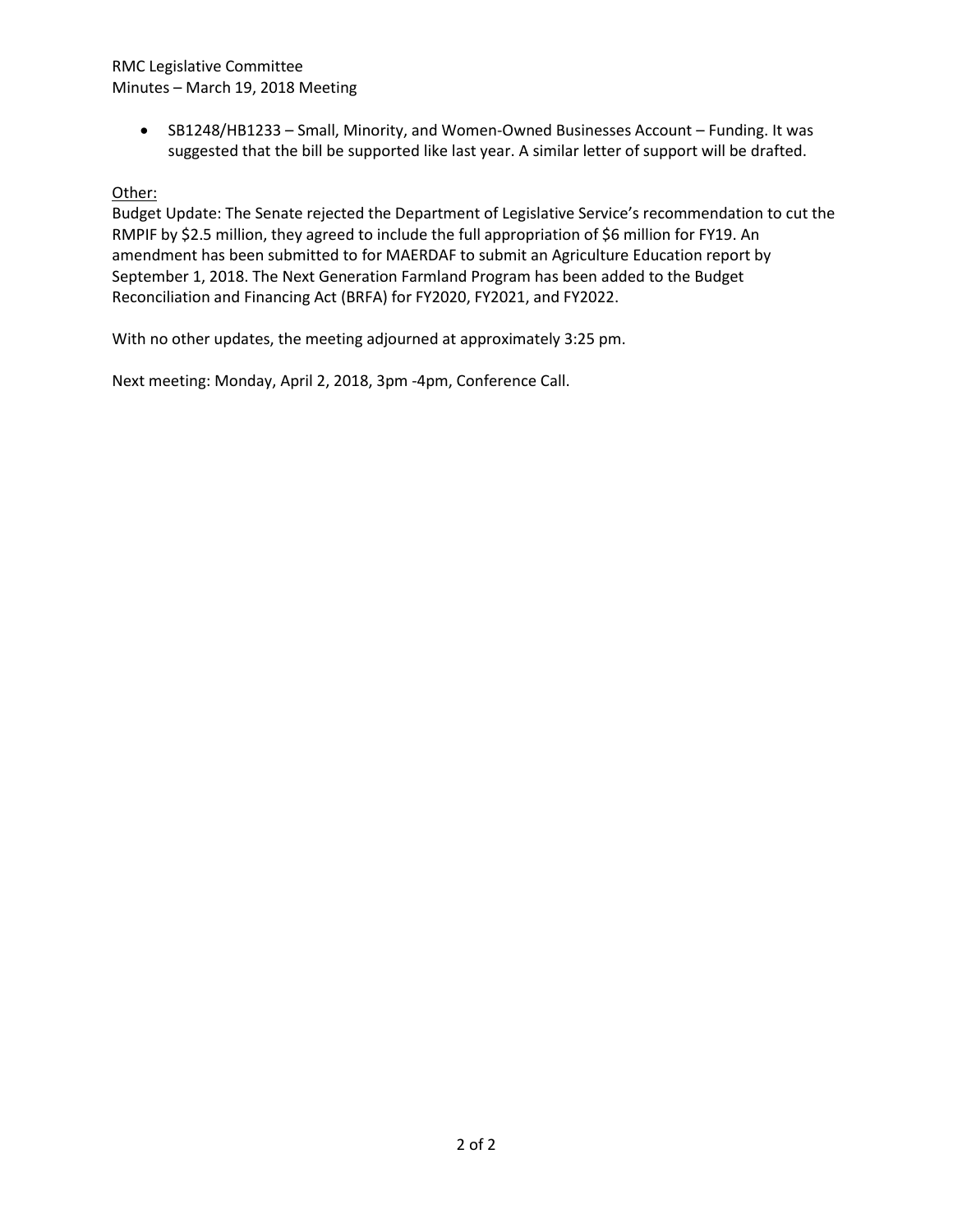- SB1248/HB1233 – Small, Minority, and Women-Owned Businesses Account – Funding. It was suggested that the bill be supported like last year. A similar letter of support will be drafted.

<u>Other:</u>

Budget Update: The Senate rejected the Department of Legislative Service's recommendation to cut the RMPIF by $2.5 million, they agreed to include the full appropriation of $6 million for FY19. An amendment has been submitted to for MAERDAF to submit an Agriculture Education report by September 1, 2018. The Next Generation Farmland Program has been added to the Budget Reconciliation and Financing Act (BRFA) for FY2020, FY2021, and FY2022.

With no other updates, the meeting adjourned at approximately 3:25 pm.

Next meeting: Monday, April 2, 2018, 3pm -4pm, Conference Call.